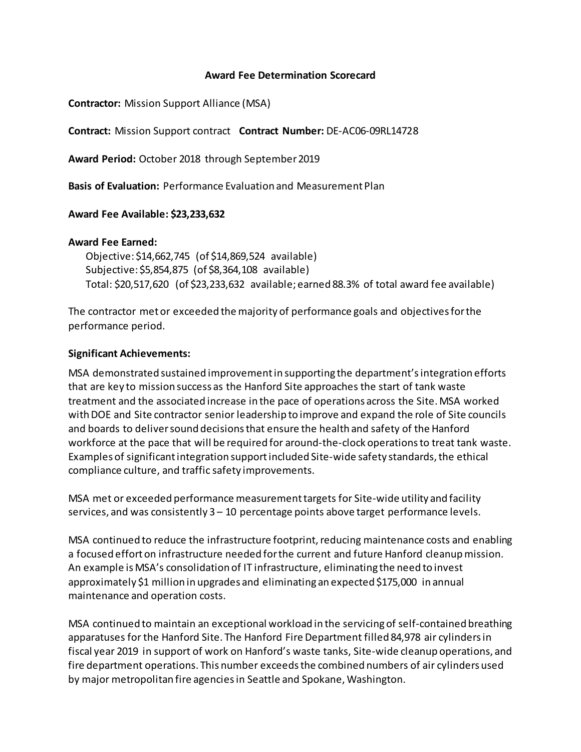# Award Fee Determination Scorecard

**Contractor:** Mission Support Alliance (MSA)

**Contract:** Mission Support contract **Contract Number:** DE-AC06-09RL14728

**Award Period:** October 2018 through September 2019

**Basis of Evaluation:** Performance Evaluation and Measurement Plan

**Award Fee Available: $23,233,632**

**Award Fee Earned:**

Objective: $14,662,745 (of $14,869,524 available)
Subjective: $5,854,875 (of $8,364,108 available)
Total: $20,517,620 (of $23,233,632 available; earned 88.3% of total award fee available)

The contractor met or exceeded the majority of performance goals and objectives for the performance period.

**Significant Achievements:**

MSA demonstrated sustained improvement in supporting the department's integration efforts that are key to mission success as the Hanford Site approaches the start of tank waste treatment and the associated increase in the pace of operations across the Site. MSA worked with DOE and Site contractor senior leadership to improve and expand the role of Site councils and boards to deliver sound decisions that ensure the health and safety of the Hanford workforce at the pace that will be required for around-the-clock operations to treat tank waste. Examples of significant integration support included Site-wide safety standards, the ethical compliance culture, and traffic safety improvements.

MSA met or exceeded performance measurement targets for Site-wide utility and facility services, and was consistently 3 – 10 percentage points above target performance levels.

MSA continued to reduce the infrastructure footprint, reducing maintenance costs and enabling a focused effort on infrastructure needed for the current and future Hanford cleanup mission. An example is MSA's consolidation of IT infrastructure, eliminating the need to invest approximately $1 million in upgrades and eliminating an expected $175,000 in annual maintenance and operation costs.

MSA continued to maintain an exceptional workload in the servicing of self-contained breathing apparatuses for the Hanford Site. The Hanford Fire Department filled 84,978 air cylinders in fiscal year 2019 in support of work on Hanford's waste tanks, Site-wide cleanup operations, and fire department operations. This number exceeds the combined numbers of air cylinders used by major metropolitan fire agencies in Seattle and Spokane, Washington.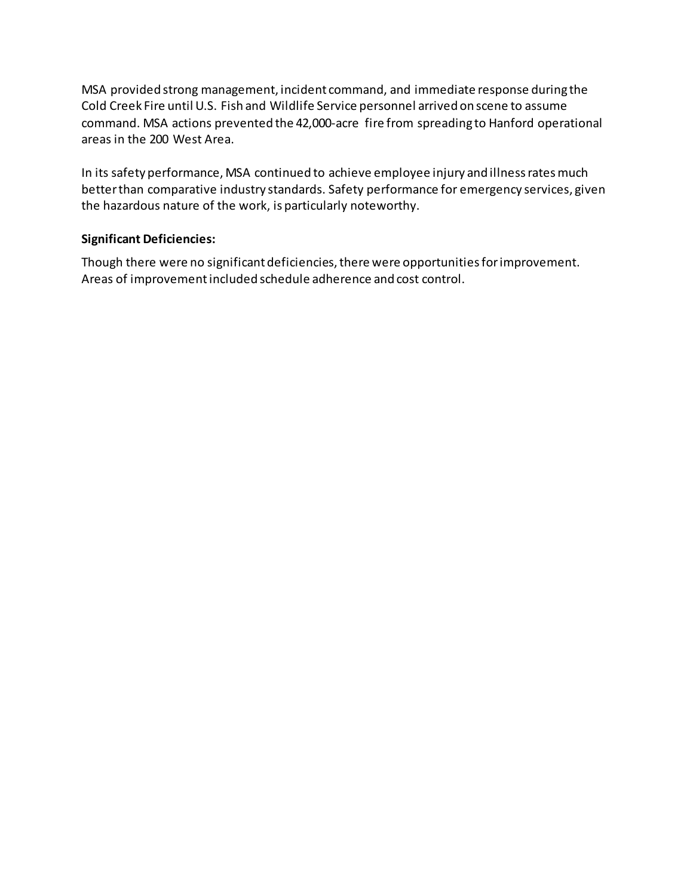MSA provided strong management, incident command, and immediate response during the Cold Creek Fire until U.S. Fish and Wildlife Service personnel arrived on scene to assume command. MSA actions prevented the 42,000-acre fire from spreading to Hanford operational areas in the 200 West Area.

In its safety performance, MSA continued to achieve employee injury and illness rates much better than comparative industry standards. Safety performance for emergency services, given the hazardous nature of the work, is particularly noteworthy.

**Significant Deficiencies:**

Though there were no significant deficiencies, there were opportunities for improvement. Areas of improvement included schedule adherence and cost control.